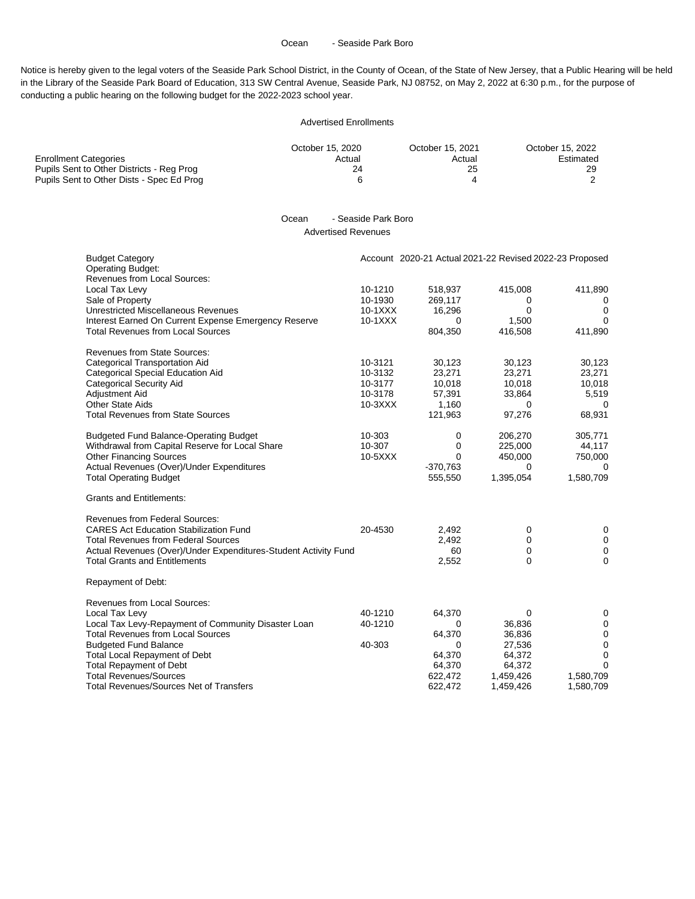Ocean - Seaside Park Boro

Notice is hereby given to the legal voters of the Seaside Park School District, in the County of Ocean, of the State of New Jersey, that a Public Hearing will be held in the Library of the Seaside Park Board of Education, 313 SW Central Avenue, Seaside Park, NJ 08752, on May 2, 2022 at 6:30 p.m., for the purpose of conducting a public hearing on the following budget for the 2022-2023 school year.

## Advertised Enrollments

| Enrollment Categories | October 15, 2020 Actual | October 15, 2021 Actual | October 15, 2022 Estimated |
|---|---|---|---|
| Pupils Sent to Other Districts - Reg Prog | 24 | 25 | 29 |
| Pupils Sent to Other Dists - Spec Ed Prog | 6 | 4 | 2 |

Ocean - Seaside Park Boro

## Advertised Revenues

| Budget Category | Account | 2020-21 Actual | 2021-22 Revised | 2022-23 Proposed |
|---|---|---|---|---|
| Operating Budget: | | | | |
| Revenues from Local Sources: | | | | |
| Local Tax Levy | 10-1210 | 518,937 | 415,008 | 411,890 |
| Sale of Property | 10-1930 | 269,117 | 0 | 0 |
| Unrestricted Miscellaneous Revenues | 10-1XXX | 16,296 | 0 | 0 |
| Interest Earned On Current Expense Emergency Reserve | 10-1XXX | 0 | 1,500 | 0 |
| Total Revenues from Local Sources | | 804,350 | 416,508 | 411,890 |
| Revenues from State Sources: | | | | |
| Categorical Transportation Aid | 10-3121 | 30,123 | 30,123 | 30,123 |
| Categorical Special Education Aid | 10-3132 | 23,271 | 23,271 | 23,271 |
| Categorical Security Aid | 10-3177 | 10,018 | 10,018 | 10,018 |
| Adjustment Aid | 10-3178 | 57,391 | 33,864 | 5,519 |
| Other State Aids | 10-3XXX | 1,160 | 0 | 0 |
| Total Revenues from State Sources | | 121,963 | 97,276 | 68,931 |
| Budgeted Fund Balance-Operating Budget | 10-303 | 0 | 206,270 | 305,771 |
| Withdrawal from Capital Reserve for Local Share | 10-307 | 0 | 225,000 | 44,117 |
| Other Financing Sources | 10-5XXX | 0 | 450,000 | 750,000 |
| Actual Revenues (Over)/Under Expenditures | | -370,763 | 0 | 0 |
| Total Operating Budget | | 555,550 | 1,395,054 | 1,580,709 |
| Grants and Entitlements: | | | | |
| Revenues from Federal Sources: | | | | |
| CARES Act Education Stabilization Fund | 20-4530 | 2,492 | 0 | 0 |
| Total Revenues from Federal Sources | | 2,492 | 0 | 0 |
| Actual Revenues (Over)/Under Expenditures-Student Activity Fund | | 60 | 0 | 0 |
| Total Grants and Entitlements | | 2,552 | 0 | 0 |
| Repayment of Debt: | | | | |
| Revenues from Local Sources: | | | | |
| Local Tax Levy | 40-1210 | 64,370 | 0 | 0 |
| Local Tax Levy-Repayment of Community Disaster Loan | 40-1210 | 0 | 36,836 | 0 |
| Total Revenues from Local Sources | | 64,370 | 36,836 | 0 |
| Budgeted Fund Balance | 40-303 | 0 | 27,536 | 0 |
| Total Local Repayment of Debt | | 64,370 | 64,372 | 0 |
| Total Repayment of Debt | | 64,370 | 64,372 | 0 |
| Total Revenues/Sources | | 622,472 | 1,459,426 | 1,580,709 |
| Total Revenues/Sources Net of Transfers | | 622,472 | 1,459,426 | 1,580,709 |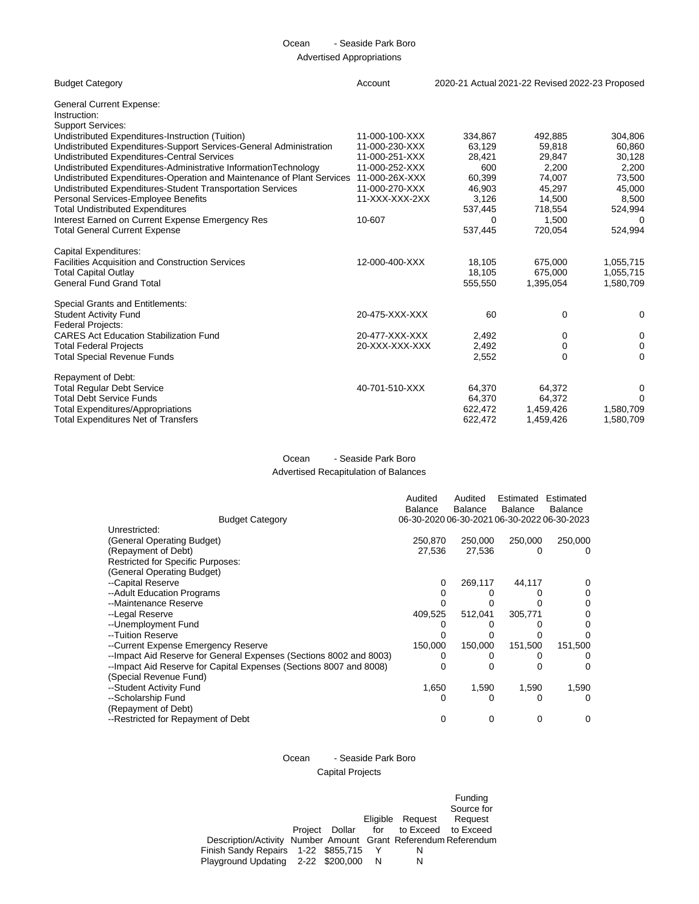## Ocean - Seaside Park Boro

### Advertised Appropriations

| Budget Category | Account | 2020-21 Actual | 2021-22 Revised | 2022-23 Proposed |
|---|---|---|---|---|
| General Current Expense: | | | | |
| Instruction: | | | | |
| Support Services: | | | | |
| Undistributed Expenditures-Instruction (Tuition) | 11-000-100-XXX | 334,867 | 492,885 | 304,806 |
| Undistributed Expenditures-Support Services-General Administration | 11-000-230-XXX | 63,129 | 59,818 | 60,860 |
| Undistributed Expenditures-Central Services | 11-000-251-XXX | 28,421 | 29,847 | 30,128 |
| Undistributed Expenditures-Administrative InformationTechnology | 11-000-252-XXX | 600 | 2,200 | 2,200 |
| Undistributed Expenditures-Operation and Maintenance of Plant Services | 11-000-26X-XXX | 60,399 | 74,007 | 73,500 |
| Undistributed Expenditures-Student Transportation Services | 11-000-270-XXX | 46,903 | 45,297 | 45,000 |
| Personal Services-Employee Benefits | 11-XXX-XXX-2XX | 3,126 | 14,500 | 8,500 |
| Total Undistributed Expenditures | | 537,445 | 718,554 | 524,994 |
| Interest Earned on Current Expense Emergency Res | 10-607 | 0 | 1,500 | 0 |
| Total General Current Expense | | 537,445 | 720,054 | 524,994 |
| Capital Expenditures: | | | | |
| Facilities Acquisition and Construction Services | 12-000-400-XXX | 18,105 | 675,000 | 1,055,715 |
| Total Capital Outlay | | 18,105 | 675,000 | 1,055,715 |
| General Fund Grand Total | | 555,550 | 1,395,054 | 1,580,709 |
| Special Grants and Entitlements: | | | | |
| Student Activity Fund | 20-475-XXX-XXX | 60 | 0 | 0 |
| Federal Projects: | | | | |
| CARES Act Education Stabilization Fund | 20-477-XXX-XXX | 2,492 | 0 | 0 |
| Total Federal Projects | 20-XXX-XXX-XXX | 2,492 | 0 | 0 |
| Total Special Revenue Funds | | 2,552 | 0 | 0 |
| Repayment of Debt: | | | | |
| Total Regular Debt Service | 40-701-510-XXX | 64,370 | 64,372 | 0 |
| Total Debt Service Funds | | 64,370 | 64,372 | 0 |
| Total Expenditures/Appropriations | | 622,472 | 1,459,426 | 1,580,709 |
| Total Expenditures Net of Transfers | | 622,472 | 1,459,426 | 1,580,709 |

## Ocean - Seaside Park Boro

### Advertised Recapitulation of Balances

| Budget Category | Audited Balance 06-30-2020 | Audited Balance 06-30-2021 | Estimated Balance 06-30-2022 | Estimated Balance 06-30-2023 |
|---|---|---|---|---|
| Unrestricted: | | | | |
| (General Operating Budget) | 250,870 | 250,000 | 250,000 | 250,000 |
| (Repayment of Debt) | 27,536 | 27,536 | 0 | 0 |
| Restricted for Specific Purposes: | | | | |
| (General Operating Budget) | | | | |
| --Capital Reserve | 0 | 269,117 | 44,117 | 0 |
| --Adult Education Programs | 0 | 0 | 0 | 0 |
| --Maintenance Reserve | 0 | 0 | 0 | 0 |
| --Legal Reserve | 409,525 | 512,041 | 305,771 | 0 |
| --Unemployment Fund | 0 | 0 | 0 | 0 |
| --Tuition Reserve | 0 | 0 | 0 | 0 |
| --Current Expense Emergency Reserve | 150,000 | 150,000 | 151,500 | 151,500 |
| --Impact Aid Reserve for General Expenses (Sections 8002 and 8003) | 0 | 0 | 0 | 0 |
| --Impact Aid Reserve for Capital Expenses (Sections 8007 and 8008) | 0 | 0 | 0 | 0 |
| (Special Revenue Fund) | | | | |
| --Student Activity Fund | 1,650 | 1,590 | 1,590 | 1,590 |
| --Scholarship Fund | 0 | 0 | 0 | 0 |
| (Repayment of Debt) | | | | |
| --Restricted for Repayment of Debt | 0 | 0 | 0 | 0 |

## Ocean - Seaside Park Boro

### Capital Projects

| Description/Activity | Project Number | Dollar Amount | Eligible for Grant | Request to Exceed Referendum | Funding Source for Request to Exceed Referendum |
|---|---|---|---|---|---|
| Finish Sandy Repairs | 1-22 | $855,715 | Y | N | |
| Playground Updating | 2-22 | $200,000 | N | N | |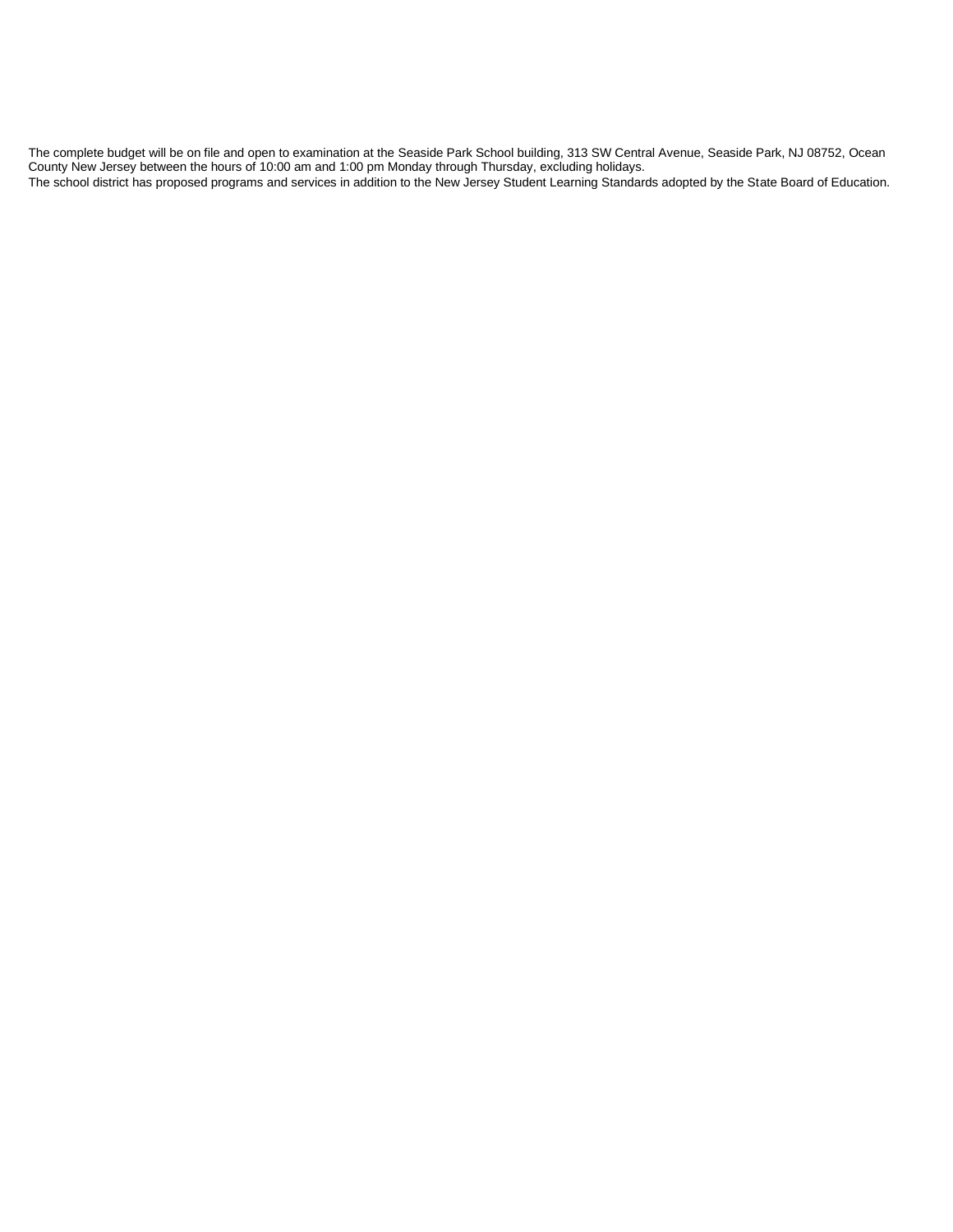The complete budget will be on file and open to examination at the Seaside Park School building, 313 SW Central Avenue, Seaside Park, NJ 08752, Ocean County New Jersey between the hours of 10:00 am and 1:00 pm Monday through Thursday, excluding holidays.

The school district has proposed programs and services in addition to the New Jersey Student Learning Standards adopted by the State Board of Education.